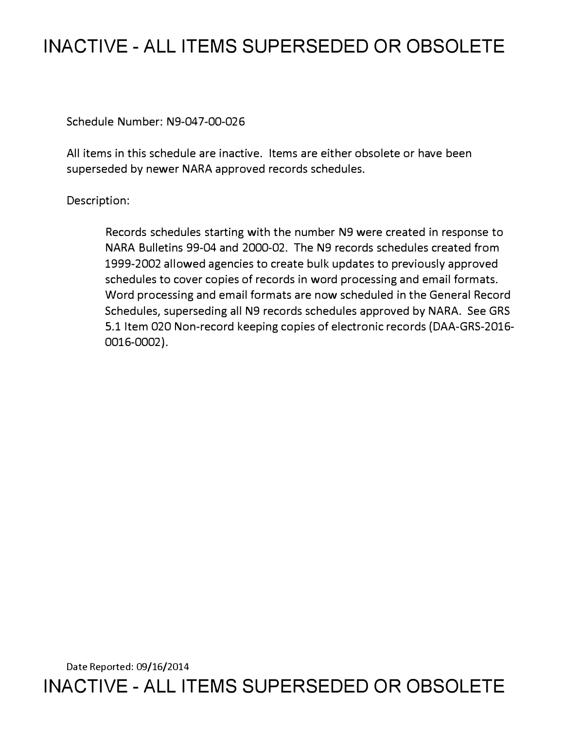# INACTIVE - ALL ITEMS SUPERSEDED OR OBSOLETE

Schedule Number: N9-047-00-026

All items in this schedule are inactive. Items are either obsolete or have been superseded by newer NARA approved records schedules.

Description:

> Records schedules starting with the number N9 were created in response to NARA Bulletins 99-04 and 2000-02. The N9 records schedules created from 1999-2002 allowed agencies to create bulk updates to previously approved schedules to cover copies of records in word processing and email formats. Word processing and email formats are now scheduled in the General Record Schedules, superseding all N9 records schedules approved by NARA. See GRS 5.1 Item 020 Non-record keeping copies of electronic records (DAA-GRS-2016-0016-0002).

Date Reported: 09/16/2014

# INACTIVE - ALL ITEMS SUPERSEDED OR OBSOLETE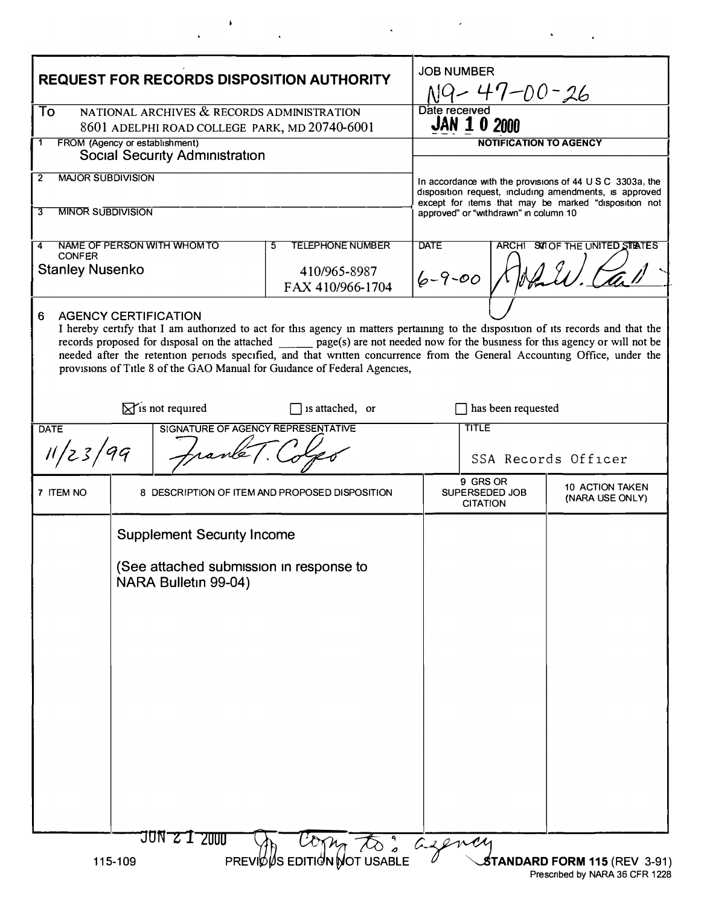# REQUEST FOR RECORDS DISPOSITION AUTHORITY

**JOB NUMBER**
N9-47-00-26

**To** NATIONAL ARCHIVES & RECORDS ADMINISTRATION
8601 ADELPHI ROAD COLLEGE PARK, MD 20740-6001

**Date received**
JAN 10 2000

**1 FROM (Agency or establishment)**
Social Security Administration

**2 MAJOR SUBDIVISION**

**3 MINOR SUBDIVISION**

**4 NAME OF PERSON WITH WHOM TO CONFER**
Stanley Nusenko

**5 TELEPHONE NUMBER**
410/965-8987
FAX 410/966-1704

**NOTIFICATION TO AGENCY**

In accordance with the provisions of 44 U S C 3303a, the disposition request, including amendments, is approved except for items that may be marked "disposition not approved" or "withdrawn" in column 10

**DATE** 6-9-00

**ARCHIVIST OF THE UNITED STATES**
[signature]

**6 AGENCY CERTIFICATION**

I hereby certify that I am authorized to act for this agency in matters pertaining to the disposition of its records and that the records proposed for disposal on the attached ______ page(s) are not needed now for the business for this agency or will not be needed after the retention periods specified, and that written concurrence from the General Accounting Office, under the provisions of Title 8 of the GAO Manual for Guidance of Federal Agencies,

☒ is not required ☐ is attached, or ☐ has been requested

| DATE | SIGNATURE OF AGENCY REPRESENTATIVE | TITLE |
|---|---|---|
| 11/23/99 | Frank T. Colgo | SSA Records Officer |

| 7 ITEM NO | 8 DESCRIPTION OF ITEM AND PROPOSED DISPOSITION | 9 GRS OR SUPERSEDED JOB CITATION | 10 ACTION TAKEN (NARA USE ONLY) |
|---|---|---|---|
| | Supplement Security Income<br><br>(See attached submission in response to NARA Bulletin 99-04) | | |

JUN 21 2000 Copy to: agency

115-109 PREVIOUS EDITION NOT USABLE **STANDARD FORM 115** (REV 3-91)
Prescribed by NARA 36 CFR 1228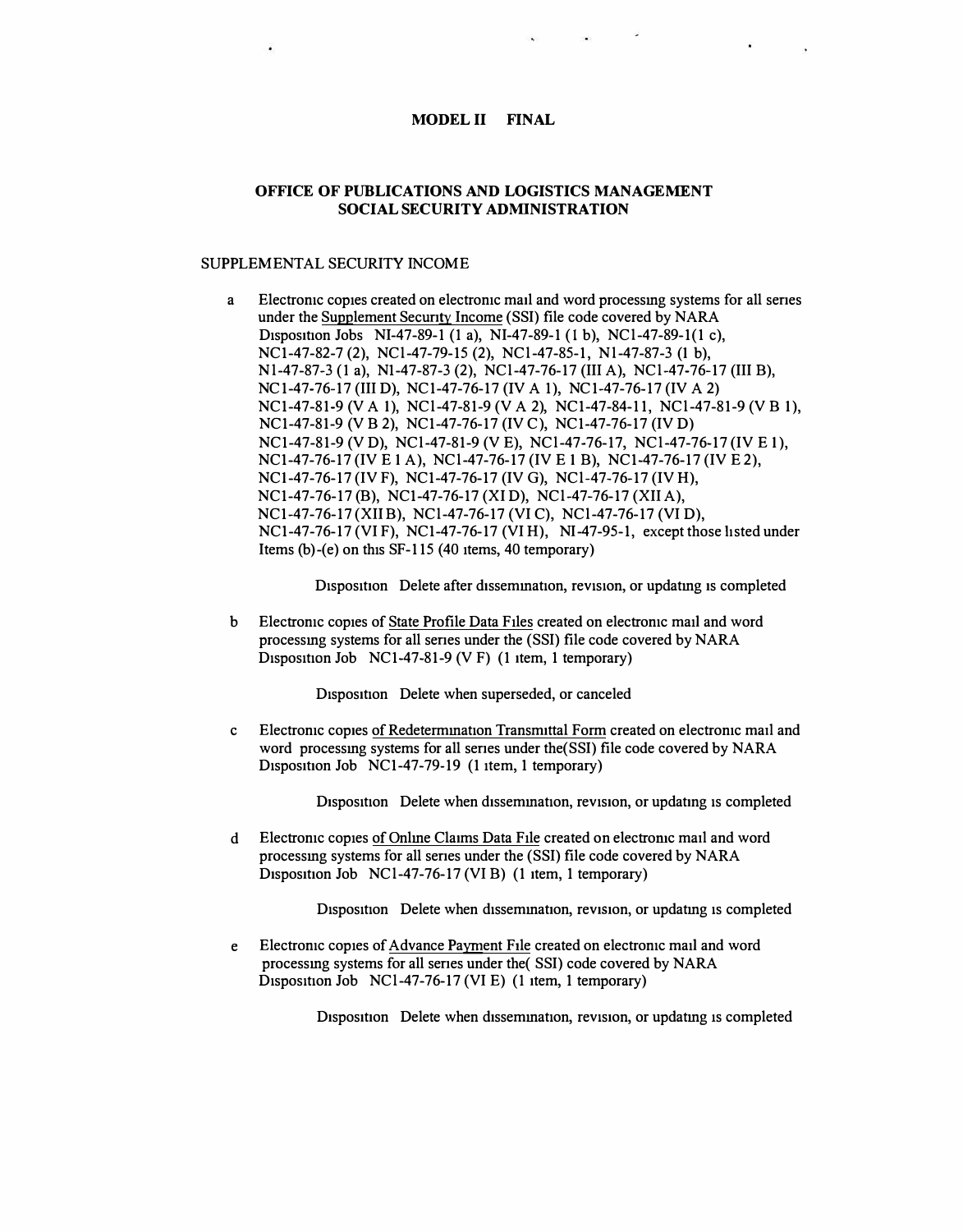**MODEL II FINAL**

**OFFICE OF PUBLICATIONS AND LOGISTICS MANAGEMENT**
**SOCIAL SECURITY ADMINISTRATION**

SUPPLEMENTAL SECURITY INCOME

a Electronic copies created on electronic mail and word processing systems for all series under the Supplement Security Income (SSI) file code covered by NARA Disposition Jobs NI-47-89-1 (1 a), NI-47-89-1 (1 b), NC1-47-89-1(1 c), NC1-47-82-7 (2), NC1-47-79-15 (2), NC1-47-85-1, N1-47-87-3 (1 b), N1-47-87-3 (1 a), N1-47-87-3 (2), NC1-47-76-17 (III A), NC1-47-76-17 (III B), NC1-47-76-17 (III D), NC1-47-76-17 (IV A 1), NC1-47-76-17 (IV A 2) NC1-47-81-9 (V A 1), NC1-47-81-9 (V A 2), NC1-47-84-11, NC1-47-81-9 (V B 1), NC1-47-81-9 (V B 2), NC1-47-76-17 (IV C), NC1-47-76-17 (IV D) NC1-47-81-9 (V D), NC1-47-81-9 (V E), NC1-47-76-17, NC1-47-76-17 (IV E 1), NC1-47-76-17 (IV E 1 A), NC1-47-76-17 (IV E 1 B), NC1-47-76-17 (IV E 2), NC1-47-76-17 (IV F), NC1-47-76-17 (IV G), NC1-47-76-17 (IV H), NC1-47-76-17 (B), NC1-47-76-17 (XI D), NC1-47-76-17 (XII A), NC1-47-76-17 (XII B), NC1-47-76-17 (VI C), NC1-47-76-17 (VI D), NC1-47-76-17 (VI F), NC1-47-76-17 (VI H), NI-47-95-1, except those listed under Items (b)-(e) on this SF-115 (40 items, 40 temporary)

Disposition Delete after dissemination, revision, or updating is completed

b Electronic copies of State Profile Data Files created on electronic mail and word processing systems for all series under the (SSI) file code covered by NARA Disposition Job NC1-47-81-9 (V F) (1 item, 1 temporary)

Disposition Delete when superseded, or canceled

c Electronic copies of Redetermination Transmittal Form created on electronic mail and word processing systems for all series under the(SSI) file code covered by NARA Disposition Job NC1-47-79-19 (1 item, 1 temporary)

Disposition Delete when dissemination, revision, or updating is completed

d Electronic copies of Online Claims Data File created on electronic mail and word processing systems for all series under the (SSI) file code covered by NARA Disposition Job NC1-47-76-17 (VI B) (1 item, 1 temporary)

Disposition Delete when dissemination, revision, or updating is completed

e Electronic copies of Advance Payment File created on electronic mail and word processing systems for all series under the( SSI) code covered by NARA Disposition Job NC1-47-76-17 (VI E) (1 item, 1 temporary)

Disposition Delete when dissemination, revision, or updating is completed